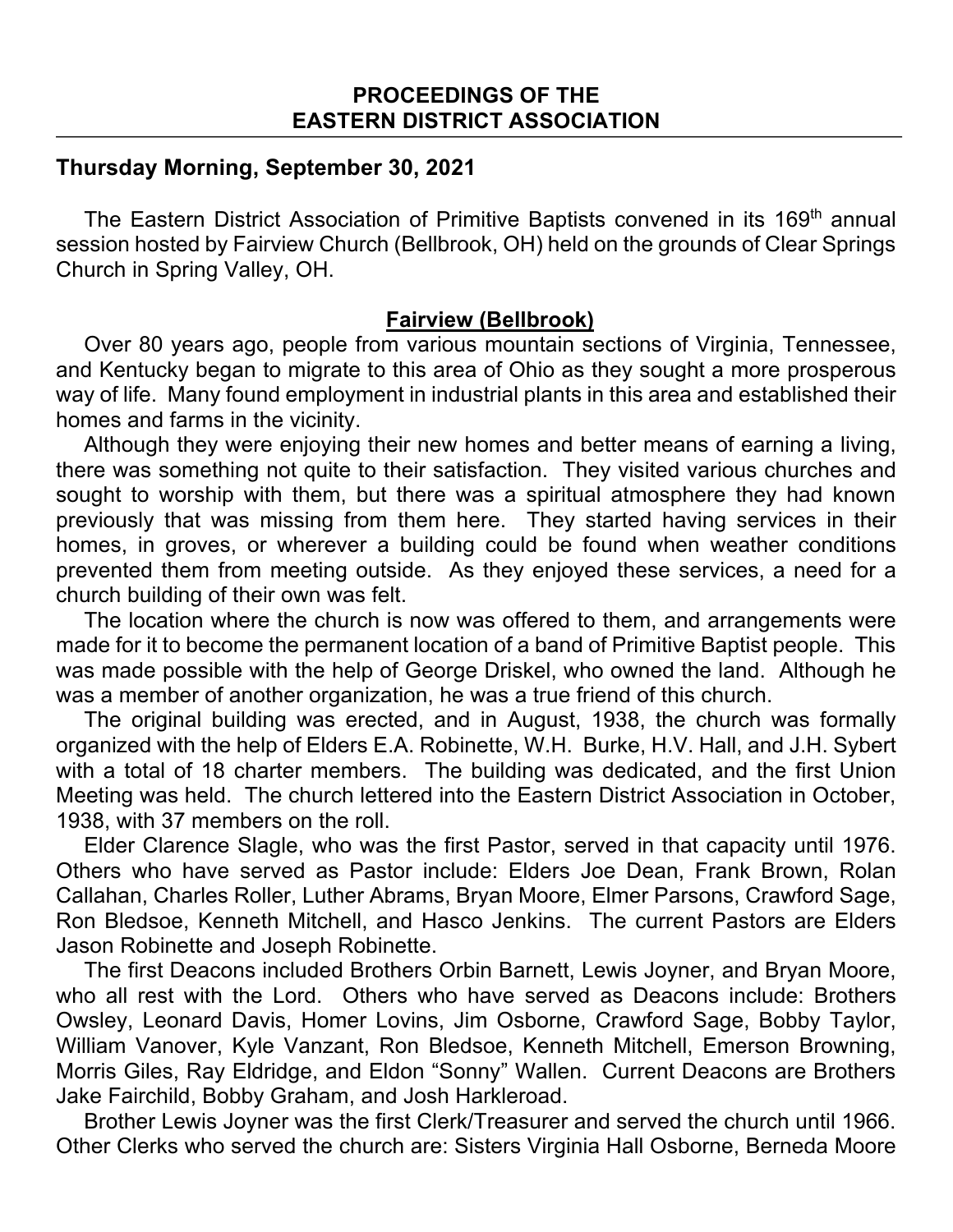# PROCEEDINGS OF THE EASTERN DISTRICT ASSOCIATION

## Thursday Morning, September 30, 2021

The Eastern District Association of Primitive Baptists convened in its 169th annual session hosted by Fairview Church (Bellbrook, OH) held on the grounds of Clear Springs Church in Spring Valley, OH.

### Fairview (Bellbrook)

Over 80 years ago, people from various mountain sections of Virginia, Tennessee, and Kentucky began to migrate to this area of Ohio as they sought a more prosperous way of life. Many found employment in industrial plants in this area and established their homes and farms in the vicinity.

Although they were enjoying their new homes and better means of earning a living, there was something not quite to their satisfaction. They visited various churches and sought to worship with them, but there was a spiritual atmosphere they had known previously that was missing from them here. They started having services in their homes, in groves, or wherever a building could be found when weather conditions prevented them from meeting outside. As they enjoyed these services, a need for a church building of their own was felt.

The location where the church is now was offered to them, and arrangements were made for it to become the permanent location of a band of Primitive Baptist people. This was made possible with the help of George Driskel, who owned the land. Although he was a member of another organization, he was a true friend of this church.

The original building was erected, and in August, 1938, the church was formally organized with the help of Elders E.A. Robinette, W.H. Burke, H.V. Hall, and J.H. Sybert with a total of 18 charter members. The building was dedicated, and the first Union Meeting was held. The church lettered into the Eastern District Association in October, 1938, with 37 members on the roll.

Elder Clarence Slagle, who was the first Pastor, served in that capacity until 1976. Others who have served as Pastor include: Elders Joe Dean, Frank Brown, Rolan Callahan, Charles Roller, Luther Abrams, Bryan Moore, Elmer Parsons, Crawford Sage, Ron Bledsoe, Kenneth Mitchell, and Hasco Jenkins. The current Pastors are Elders Jason Robinette and Joseph Robinette.

The first Deacons included Brothers Orbin Barnett, Lewis Joyner, and Bryan Moore, who all rest with the Lord. Others who have served as Deacons include: Brothers Owsley, Leonard Davis, Homer Lovins, Jim Osborne, Crawford Sage, Bobby Taylor, William Vanover, Kyle Vanzant, Ron Bledsoe, Kenneth Mitchell, Emerson Browning, Morris Giles, Ray Eldridge, and Eldon "Sonny" Wallen. Current Deacons are Brothers Jake Fairchild, Bobby Graham, and Josh Harkleroad.

Brother Lewis Joyner was the first Clerk/Treasurer and served the church until 1966. Other Clerks who served the church are: Sisters Virginia Hall Osborne, Berneda Moore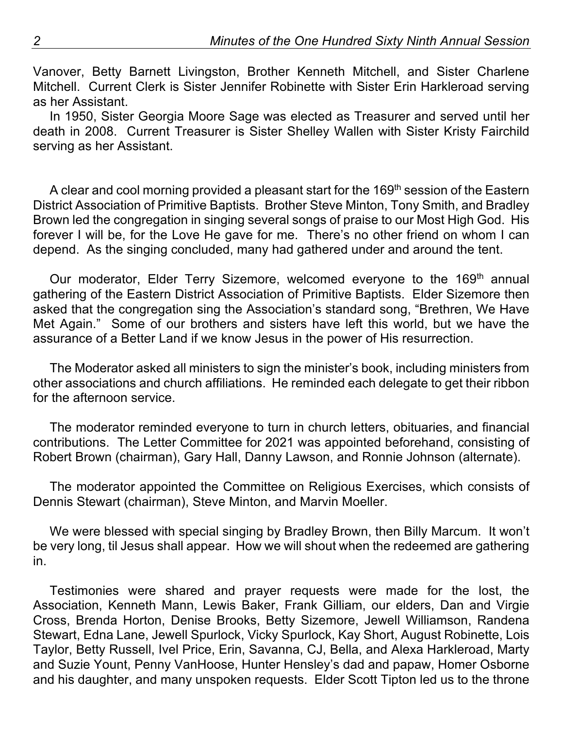Vanover, Betty Barnett Livingston, Brother Kenneth Mitchell, and Sister Charlene Mitchell. Current Clerk is Sister Jennifer Robinette with Sister Erin Harkleroad serving as her Assistant.

In 1950, Sister Georgia Moore Sage was elected as Treasurer and served until her death in 2008. Current Treasurer is Sister Shelley Wallen with Sister Kristy Fairchild serving as her Assistant.

A clear and cool morning provided a pleasant start for the 169th session of the Eastern District Association of Primitive Baptists. Brother Steve Minton, Tony Smith, and Bradley Brown led the congregation in singing several songs of praise to our Most High God. His forever I will be, for the Love He gave for me. There's no other friend on whom I can depend. As the singing concluded, many had gathered under and around the tent.

Our moderator, Elder Terry Sizemore, welcomed everyone to the 169th annual gathering of the Eastern District Association of Primitive Baptists. Elder Sizemore then asked that the congregation sing the Association's standard song, "Brethren, We Have Met Again." Some of our brothers and sisters have left this world, but we have the assurance of a Better Land if we know Jesus in the power of His resurrection.

The Moderator asked all ministers to sign the minister's book, including ministers from other associations and church affiliations. He reminded each delegate to get their ribbon for the afternoon service.

The moderator reminded everyone to turn in church letters, obituaries, and financial contributions. The Letter Committee for 2021 was appointed beforehand, consisting of Robert Brown (chairman), Gary Hall, Danny Lawson, and Ronnie Johnson (alternate).

The moderator appointed the Committee on Religious Exercises, which consists of Dennis Stewart (chairman), Steve Minton, and Marvin Moeller.

We were blessed with special singing by Bradley Brown, then Billy Marcum. It won't be very long, til Jesus shall appear. How we will shout when the redeemed are gathering in.

Testimonies were shared and prayer requests were made for the lost, the Association, Kenneth Mann, Lewis Baker, Frank Gilliam, our elders, Dan and Virgie Cross, Brenda Horton, Denise Brooks, Betty Sizemore, Jewell Williamson, Randena Stewart, Edna Lane, Jewell Spurlock, Vicky Spurlock, Kay Short, August Robinette, Lois Taylor, Betty Russell, Ivel Price, Erin, Savanna, CJ, Bella, and Alexa Harkleroad, Marty and Suzie Yount, Penny VanHoose, Hunter Hensley's dad and papaw, Homer Osborne and his daughter, and many unspoken requests. Elder Scott Tipton led us to the throne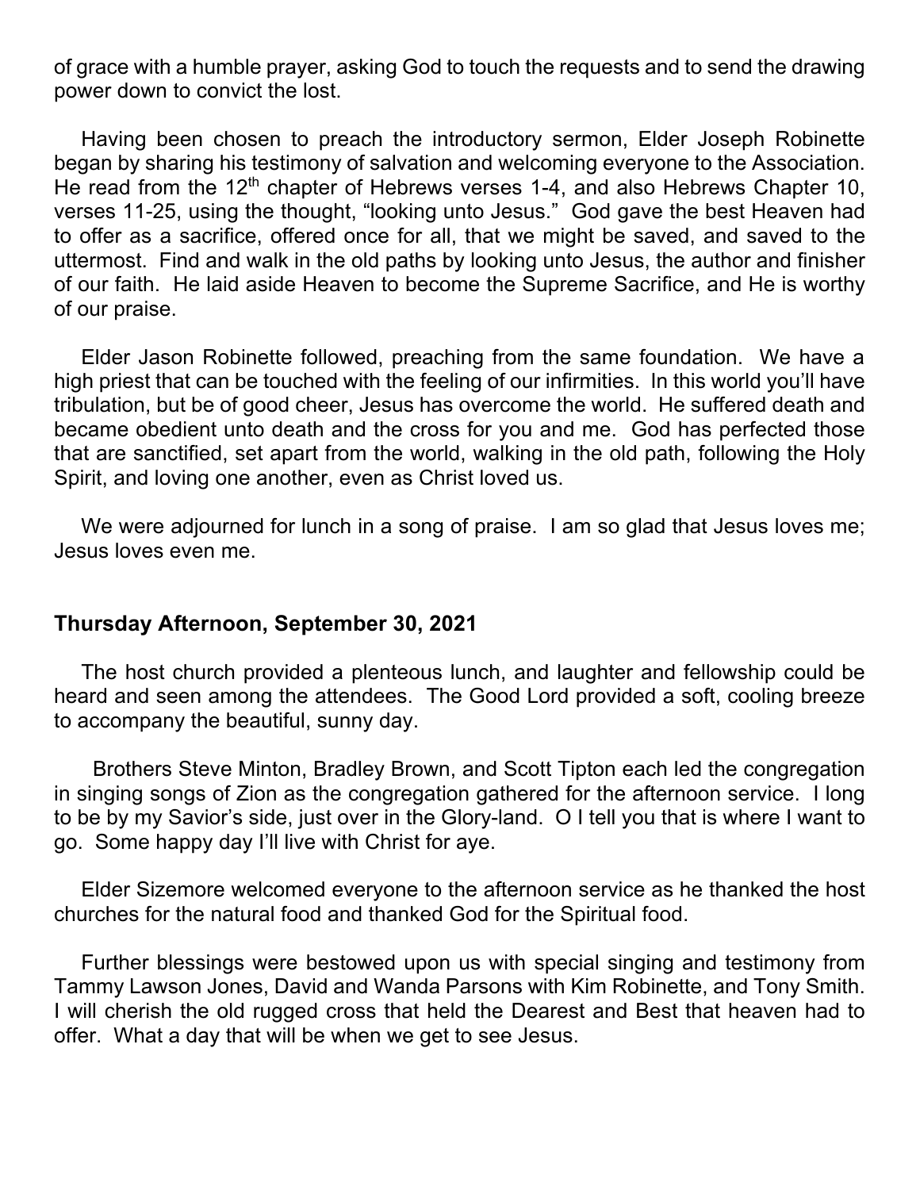of grace with a humble prayer, asking God to touch the requests and to send the drawing power down to convict the lost.

Having been chosen to preach the introductory sermon, Elder Joseph Robinette began by sharing his testimony of salvation and welcoming everyone to the Association. He read from the 12th chapter of Hebrews verses 1-4, and also Hebrews Chapter 10, verses 11-25, using the thought, "looking unto Jesus." God gave the best Heaven had to offer as a sacrifice, offered once for all, that we might be saved, and saved to the uttermost. Find and walk in the old paths by looking unto Jesus, the author and finisher of our faith. He laid aside Heaven to become the Supreme Sacrifice, and He is worthy of our praise.

Elder Jason Robinette followed, preaching from the same foundation. We have a high priest that can be touched with the feeling of our infirmities. In this world you'll have tribulation, but be of good cheer, Jesus has overcome the world. He suffered death and became obedient unto death and the cross for you and me. God has perfected those that are sanctified, set apart from the world, walking in the old path, following the Holy Spirit, and loving one another, even as Christ loved us.

We were adjourned for lunch in a song of praise. I am so glad that Jesus loves me; Jesus loves even me.

## Thursday Afternoon, September 30, 2021

The host church provided a plenteous lunch, and laughter and fellowship could be heard and seen among the attendees. The Good Lord provided a soft, cooling breeze to accompany the beautiful, sunny day.

Brothers Steve Minton, Bradley Brown, and Scott Tipton each led the congregation in singing songs of Zion as the congregation gathered for the afternoon service. I long to be by my Savior's side, just over in the Glory-land. O I tell you that is where I want to go. Some happy day I'll live with Christ for aye.

Elder Sizemore welcomed everyone to the afternoon service as he thanked the host churches for the natural food and thanked God for the Spiritual food.

Further blessings were bestowed upon us with special singing and testimony from Tammy Lawson Jones, David and Wanda Parsons with Kim Robinette, and Tony Smith. I will cherish the old rugged cross that held the Dearest and Best that heaven had to offer. What a day that will be when we get to see Jesus.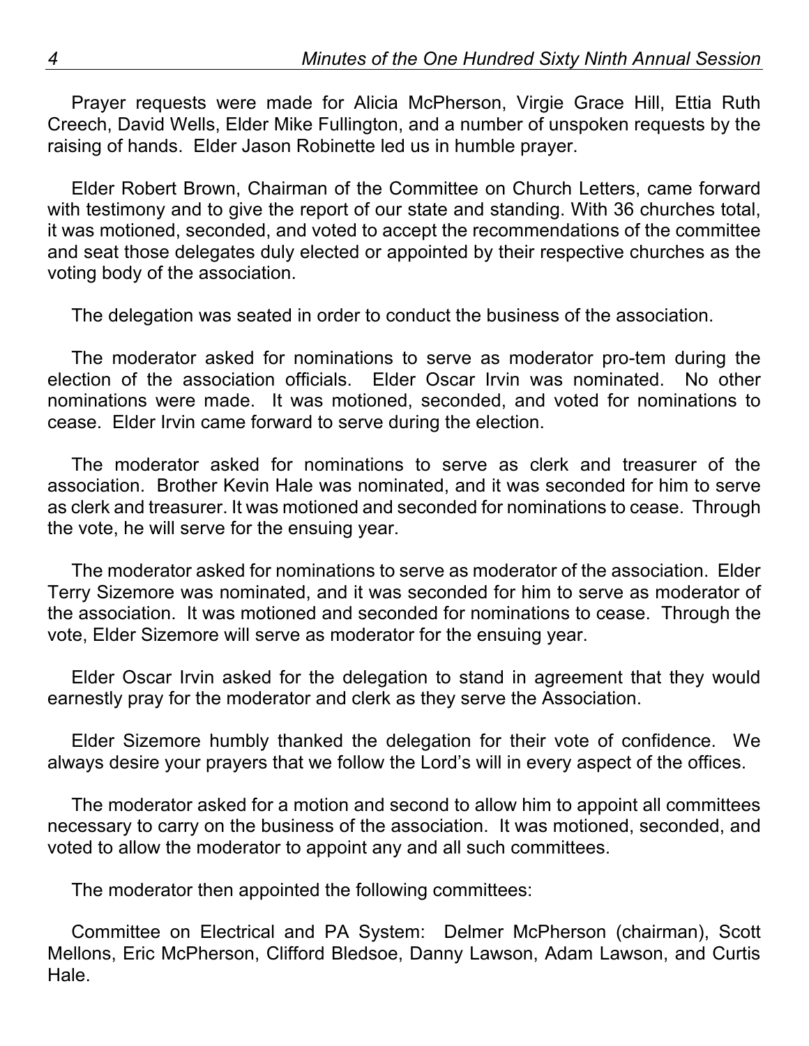Prayer requests were made for Alicia McPherson, Virgie Grace Hill, Ettia Ruth Creech, David Wells, Elder Mike Fullington, and a number of unspoken requests by the raising of hands. Elder Jason Robinette led us in humble prayer.

Elder Robert Brown, Chairman of the Committee on Church Letters, came forward with testimony and to give the report of our state and standing. With 36 churches total, it was motioned, seconded, and voted to accept the recommendations of the committee and seat those delegates duly elected or appointed by their respective churches as the voting body of the association.

The delegation was seated in order to conduct the business of the association.

The moderator asked for nominations to serve as moderator pro-tem during the election of the association officials. Elder Oscar Irvin was nominated. No other nominations were made. It was motioned, seconded, and voted for nominations to cease. Elder Irvin came forward to serve during the election.

The moderator asked for nominations to serve as clerk and treasurer of the association. Brother Kevin Hale was nominated, and it was seconded for him to serve as clerk and treasurer. It was motioned and seconded for nominations to cease. Through the vote, he will serve for the ensuing year.

The moderator asked for nominations to serve as moderator of the association. Elder Terry Sizemore was nominated, and it was seconded for him to serve as moderator of the association. It was motioned and seconded for nominations to cease. Through the vote, Elder Sizemore will serve as moderator for the ensuing year.

Elder Oscar Irvin asked for the delegation to stand in agreement that they would earnestly pray for the moderator and clerk as they serve the Association.

Elder Sizemore humbly thanked the delegation for their vote of confidence. We always desire your prayers that we follow the Lord's will in every aspect of the offices.

The moderator asked for a motion and second to allow him to appoint all committees necessary to carry on the business of the association. It was motioned, seconded, and voted to allow the moderator to appoint any and all such committees.

The moderator then appointed the following committees:

Committee on Electrical and PA System: Delmer McPherson (chairman), Scott Mellons, Eric McPherson, Clifford Bledsoe, Danny Lawson, Adam Lawson, and Curtis Hale.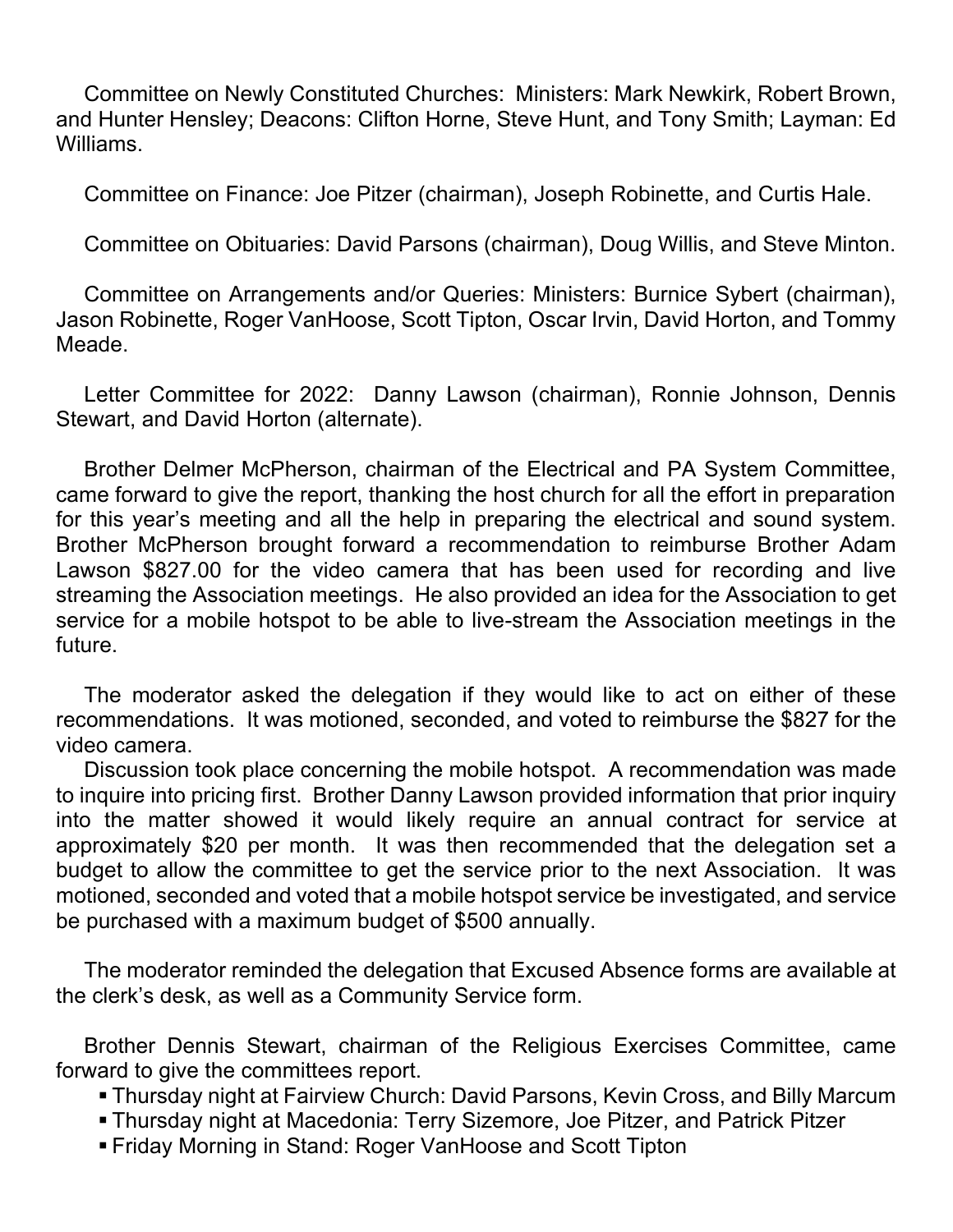Committee on Newly Constituted Churches: Ministers: Mark Newkirk, Robert Brown, and Hunter Hensley; Deacons: Clifton Horne, Steve Hunt, and Tony Smith; Layman: Ed Williams.

Committee on Finance: Joe Pitzer (chairman), Joseph Robinette, and Curtis Hale.

Committee on Obituaries: David Parsons (chairman), Doug Willis, and Steve Minton.

Committee on Arrangements and/or Queries: Ministers: Burnice Sybert (chairman), Jason Robinette, Roger VanHoose, Scott Tipton, Oscar Irvin, David Horton, and Tommy Meade.

Letter Committee for 2022: Danny Lawson (chairman), Ronnie Johnson, Dennis Stewart, and David Horton (alternate).

Brother Delmer McPherson, chairman of the Electrical and PA System Committee, came forward to give the report, thanking the host church for all the effort in preparation for this year's meeting and all the help in preparing the electrical and sound system. Brother McPherson brought forward a recommendation to reimburse Brother Adam Lawson $827.00 for the video camera that has been used for recording and live streaming the Association meetings. He also provided an idea for the Association to get service for a mobile hotspot to be able to live-stream the Association meetings in the future.

The moderator asked the delegation if they would like to act on either of these recommendations. It was motioned, seconded, and voted to reimburse the $827 for the video camera.

Discussion took place concerning the mobile hotspot. A recommendation was made to inquire into pricing first. Brother Danny Lawson provided information that prior inquiry into the matter showed it would likely require an annual contract for service at approximately $20 per month. It was then recommended that the delegation set a budget to allow the committee to get the service prior to the next Association. It was motioned, seconded and voted that a mobile hotspot service be investigated, and service be purchased with a maximum budget of $500 annually.

The moderator reminded the delegation that Excused Absence forms are available at the clerk's desk, as well as a Community Service form.

Brother Dennis Stewart, chairman of the Religious Exercises Committee, came forward to give the committees report.

- Thursday night at Fairview Church: David Parsons, Kevin Cross, and Billy Marcum
- Thursday night at Macedonia: Terry Sizemore, Joe Pitzer, and Patrick Pitzer
- Friday Morning in Stand: Roger VanHoose and Scott Tipton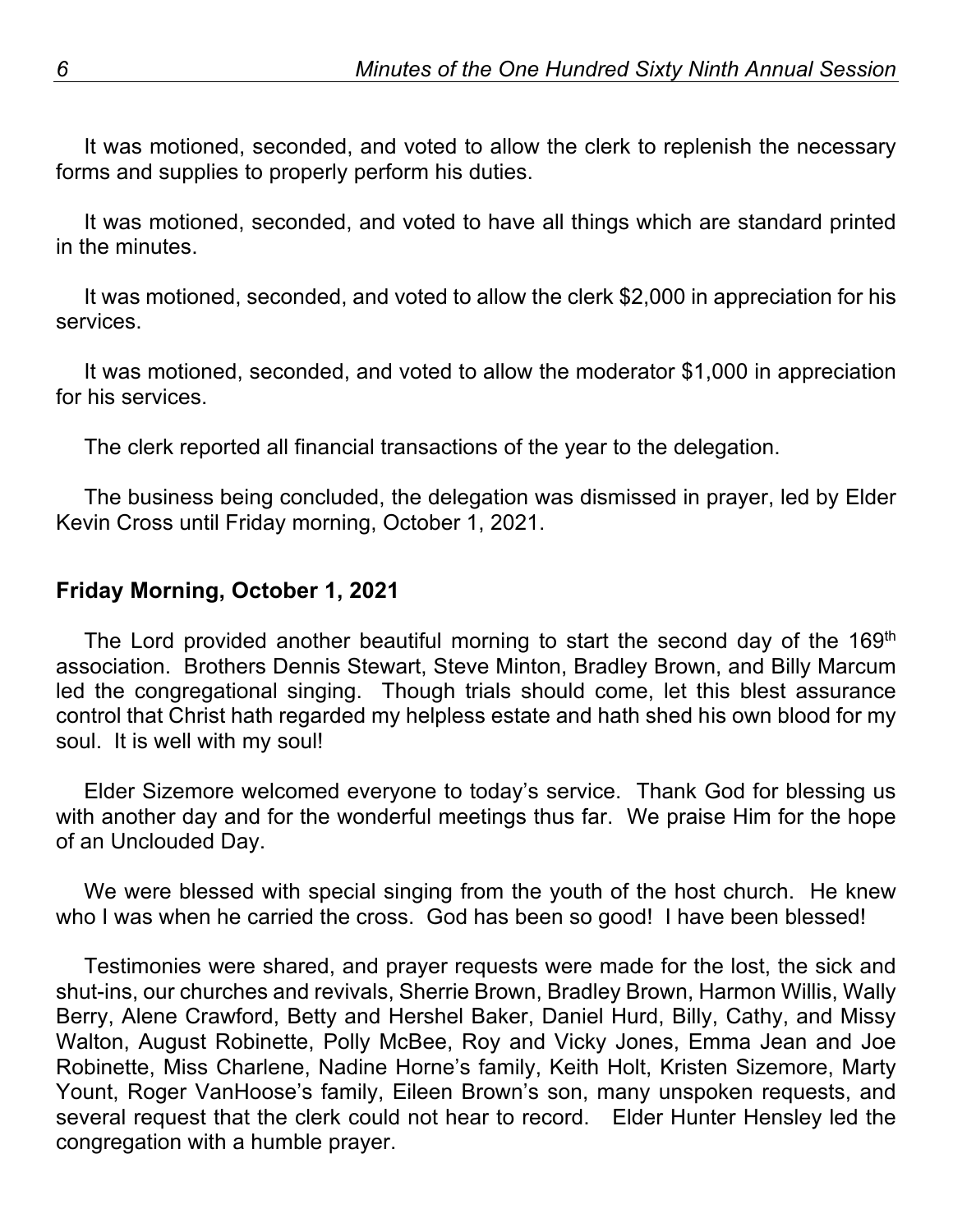It was motioned, seconded, and voted to allow the clerk to replenish the necessary forms and supplies to properly perform his duties.

It was motioned, seconded, and voted to have all things which are standard printed in the minutes.

It was motioned, seconded, and voted to allow the clerk $2,000 in appreciation for his services.

It was motioned, seconded, and voted to allow the moderator $1,000 in appreciation for his services.

The clerk reported all financial transactions of the year to the delegation.

The business being concluded, the delegation was dismissed in prayer, led by Elder Kevin Cross until Friday morning, October 1, 2021.

## Friday Morning, October 1, 2021

The Lord provided another beautiful morning to start the second day of the 169th association. Brothers Dennis Stewart, Steve Minton, Bradley Brown, and Billy Marcum led the congregational singing. Though trials should come, let this blest assurance control that Christ hath regarded my helpless estate and hath shed his own blood for my soul. It is well with my soul!

Elder Sizemore welcomed everyone to today's service. Thank God for blessing us with another day and for the wonderful meetings thus far. We praise Him for the hope of an Unclouded Day.

We were blessed with special singing from the youth of the host church. He knew who I was when he carried the cross. God has been so good! I have been blessed!

Testimonies were shared, and prayer requests were made for the lost, the sick and shut-ins, our churches and revivals, Sherrie Brown, Bradley Brown, Harmon Willis, Wally Berry, Alene Crawford, Betty and Hershel Baker, Daniel Hurd, Billy, Cathy, and Missy Walton, August Robinette, Polly McBee, Roy and Vicky Jones, Emma Jean and Joe Robinette, Miss Charlene, Nadine Horne's family, Keith Holt, Kristen Sizemore, Marty Yount, Roger VanHoose's family, Eileen Brown's son, many unspoken requests, and several request that the clerk could not hear to record. Elder Hunter Hensley led the congregation with a humble prayer.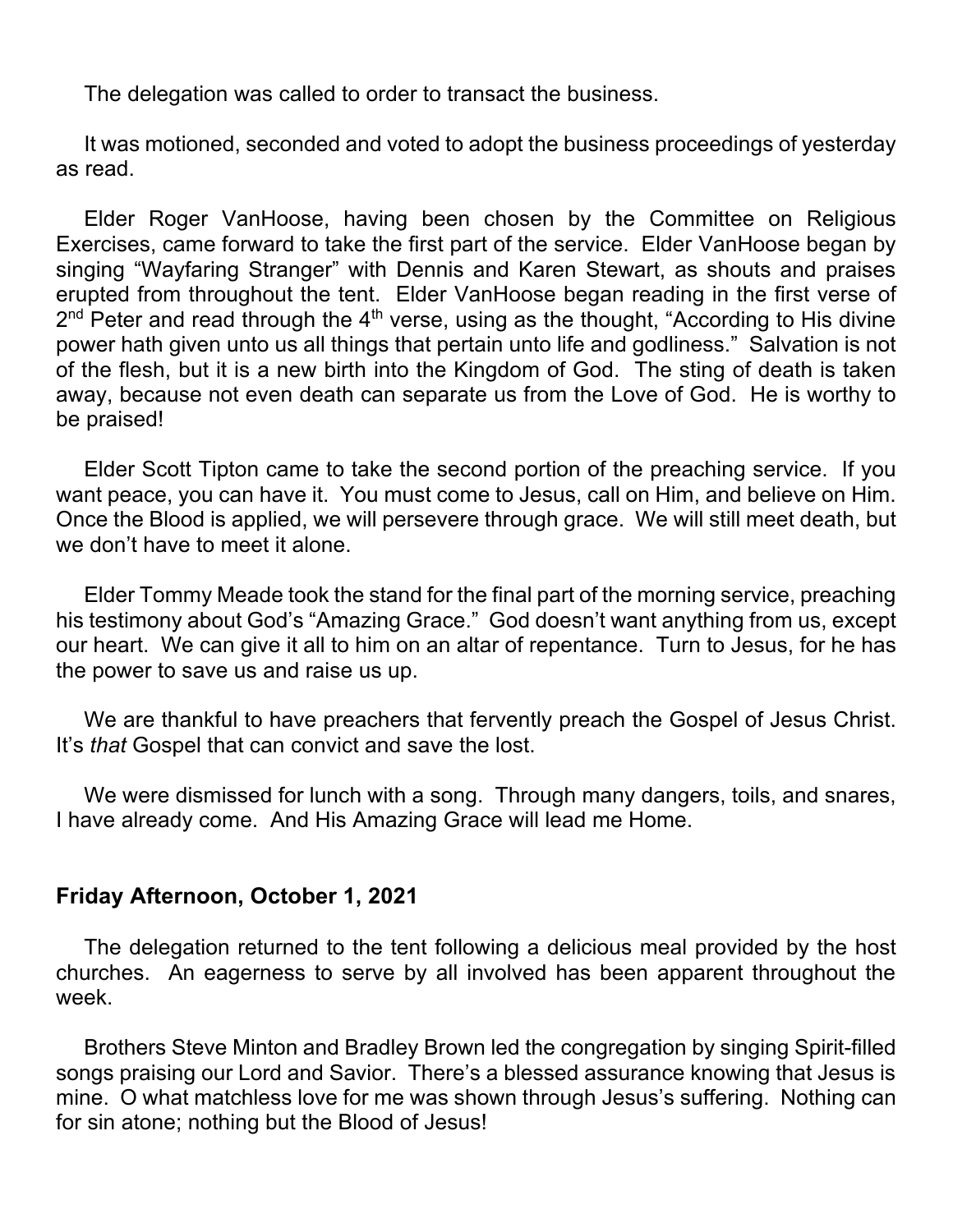The delegation was called to order to transact the business.

It was motioned, seconded and voted to adopt the business proceedings of yesterday as read.

Elder Roger VanHoose, having been chosen by the Committee on Religious Exercises, came forward to take the first part of the service. Elder VanHoose began by singing "Wayfaring Stranger" with Dennis and Karen Stewart, as shouts and praises erupted from throughout the tent. Elder VanHoose began reading in the first verse of 2nd Peter and read through the 4th verse, using as the thought, "According to His divine power hath given unto us all things that pertain unto life and godliness." Salvation is not of the flesh, but it is a new birth into the Kingdom of God. The sting of death is taken away, because not even death can separate us from the Love of God. He is worthy to be praised!

Elder Scott Tipton came to take the second portion of the preaching service. If you want peace, you can have it. You must come to Jesus, call on Him, and believe on Him. Once the Blood is applied, we will persevere through grace. We will still meet death, but we don't have to meet it alone.

Elder Tommy Meade took the stand for the final part of the morning service, preaching his testimony about God's "Amazing Grace." God doesn't want anything from us, except our heart. We can give it all to him on an altar of repentance. Turn to Jesus, for he has the power to save us and raise us up.

We are thankful to have preachers that fervently preach the Gospel of Jesus Christ. It's *that* Gospel that can convict and save the lost.

We were dismissed for lunch with a song. Through many dangers, toils, and snares, I have already come. And His Amazing Grace will lead me Home.

**Friday Afternoon, October 1, 2021**

The delegation returned to the tent following a delicious meal provided by the host churches. An eagerness to serve by all involved has been apparent throughout the week.

Brothers Steve Minton and Bradley Brown led the congregation by singing Spirit-filled songs praising our Lord and Savior. There's a blessed assurance knowing that Jesus is mine. O what matchless love for me was shown through Jesus's suffering. Nothing can for sin atone; nothing but the Blood of Jesus!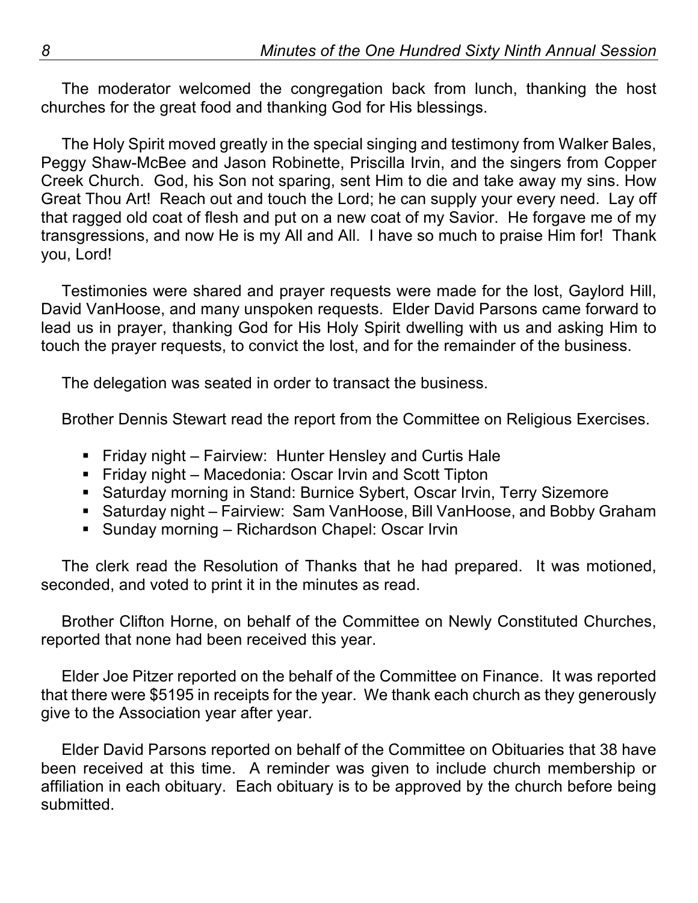The moderator welcomed the congregation back from lunch, thanking the host churches for the great food and thanking God for His blessings.

The Holy Spirit moved greatly in the special singing and testimony from Walker Bales, Peggy Shaw-McBee and Jason Robinette, Priscilla Irvin, and the singers from Copper Creek Church. God, his Son not sparing, sent Him to die and take away my sins. How Great Thou Art! Reach out and touch the Lord; he can supply your every need. Lay off that ragged old coat of flesh and put on a new coat of my Savior. He forgave me of my transgressions, and now He is my All and All. I have so much to praise Him for! Thank you, Lord!

Testimonies were shared and prayer requests were made for the lost, Gaylord Hill, David VanHoose, and many unspoken requests. Elder David Parsons came forward to lead us in prayer, thanking God for His Holy Spirit dwelling with us and asking Him to touch the prayer requests, to convict the lost, and for the remainder of the business.

The delegation was seated in order to transact the business.

Brother Dennis Stewart read the report from the Committee on Religious Exercises.

- Friday night – Fairview: Hunter Hensley and Curtis Hale
- Friday night – Macedonia: Oscar Irvin and Scott Tipton
- Saturday morning in Stand: Burnice Sybert, Oscar Irvin, Terry Sizemore
- Saturday night – Fairview: Sam VanHoose, Bill VanHoose, and Bobby Graham
- Sunday morning – Richardson Chapel: Oscar Irvin

The clerk read the Resolution of Thanks that he had prepared. It was motioned, seconded, and voted to print it in the minutes as read.

Brother Clifton Horne, on behalf of the Committee on Newly Constituted Churches, reported that none had been received this year.

Elder Joe Pitzer reported on the behalf of the Committee on Finance. It was reported that there were $5195 in receipts for the year. We thank each church as they generously give to the Association year after year.

Elder David Parsons reported on behalf of the Committee on Obituaries that 38 have been received at this time. A reminder was given to include church membership or affiliation in each obituary. Each obituary is to be approved by the church before being submitted.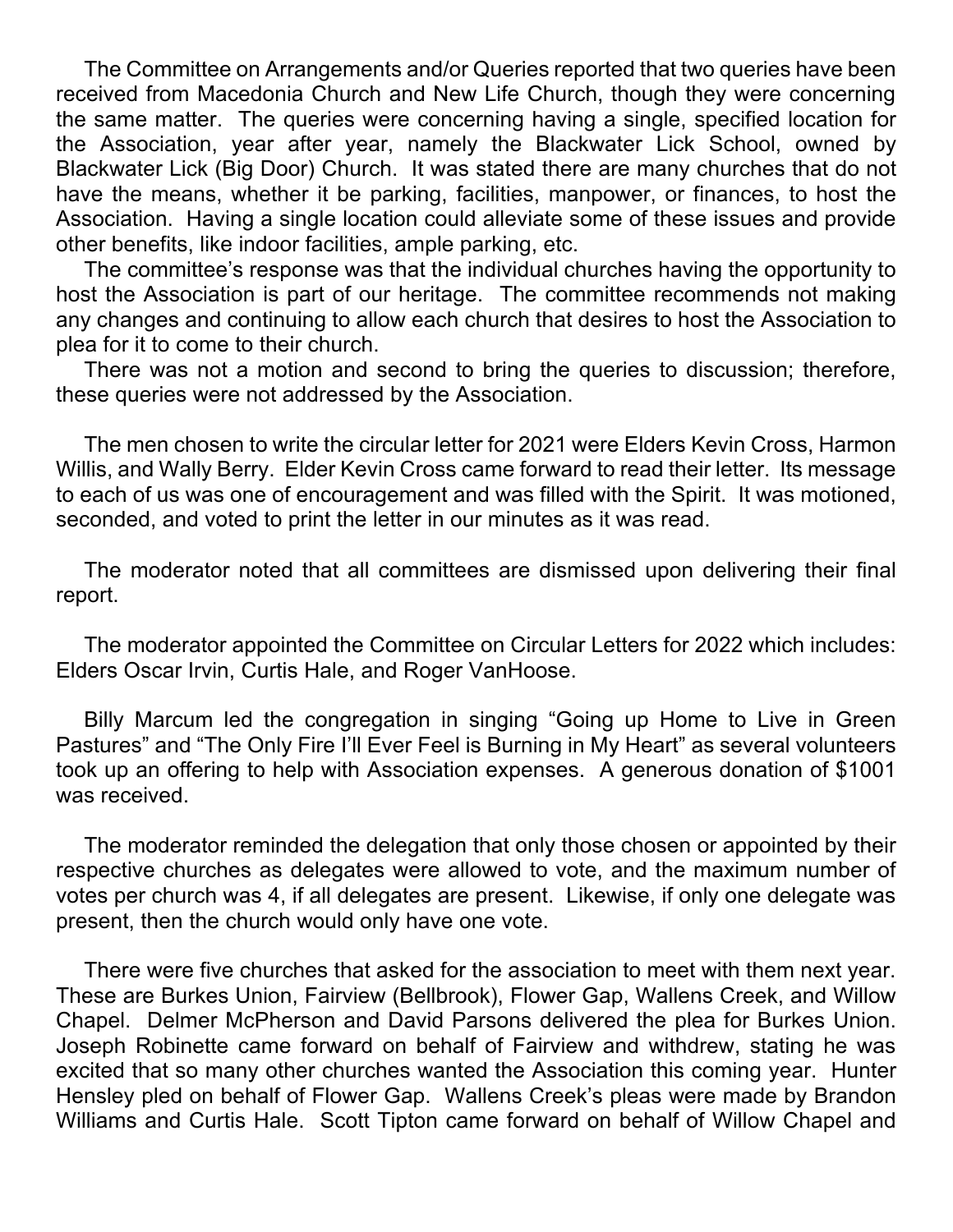The Committee on Arrangements and/or Queries reported that two queries have been received from Macedonia Church and New Life Church, though they were concerning the same matter. The queries were concerning having a single, specified location for the Association, year after year, namely the Blackwater Lick School, owned by Blackwater Lick (Big Door) Church. It was stated there are many churches that do not have the means, whether it be parking, facilities, manpower, or finances, to host the Association. Having a single location could alleviate some of these issues and provide other benefits, like indoor facilities, ample parking, etc.

The committee's response was that the individual churches having the opportunity to host the Association is part of our heritage. The committee recommends not making any changes and continuing to allow each church that desires to host the Association to plea for it to come to their church.

There was not a motion and second to bring the queries to discussion; therefore, these queries were not addressed by the Association.

The men chosen to write the circular letter for 2021 were Elders Kevin Cross, Harmon Willis, and Wally Berry. Elder Kevin Cross came forward to read their letter. Its message to each of us was one of encouragement and was filled with the Spirit. It was motioned, seconded, and voted to print the letter in our minutes as it was read.

The moderator noted that all committees are dismissed upon delivering their final report.

The moderator appointed the Committee on Circular Letters for 2022 which includes: Elders Oscar Irvin, Curtis Hale, and Roger VanHoose.

Billy Marcum led the congregation in singing "Going up Home to Live in Green Pastures" and "The Only Fire I'll Ever Feel is Burning in My Heart" as several volunteers took up an offering to help with Association expenses. A generous donation of $1001 was received.

The moderator reminded the delegation that only those chosen or appointed by their respective churches as delegates were allowed to vote, and the maximum number of votes per church was 4, if all delegates are present. Likewise, if only one delegate was present, then the church would only have one vote.

There were five churches that asked for the association to meet with them next year. These are Burkes Union, Fairview (Bellbrook), Flower Gap, Wallens Creek, and Willow Chapel. Delmer McPherson and David Parsons delivered the plea for Burkes Union. Joseph Robinette came forward on behalf of Fairview and withdrew, stating he was excited that so many other churches wanted the Association this coming year. Hunter Hensley pled on behalf of Flower Gap. Wallens Creek's pleas were made by Brandon Williams and Curtis Hale. Scott Tipton came forward on behalf of Willow Chapel and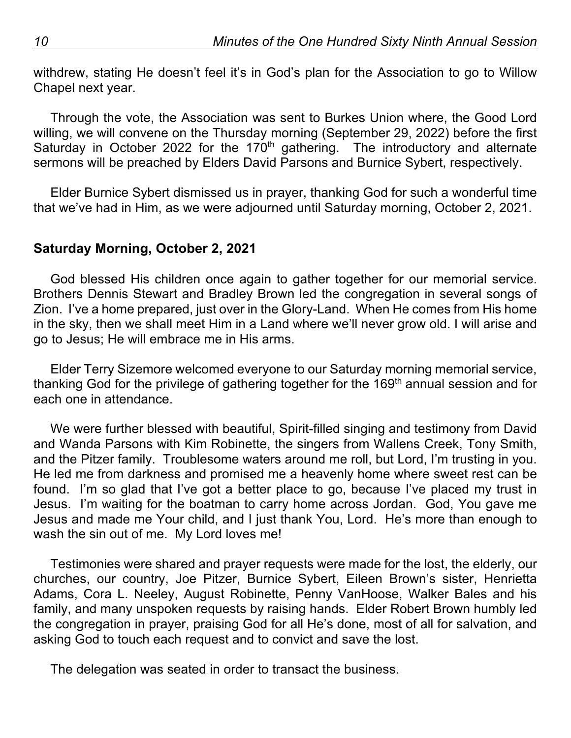withdrew, stating He doesn't feel it's in God's plan for the Association to go to Willow Chapel next year.

Through the vote, the Association was sent to Burkes Union where, the Good Lord willing, we will convene on the Thursday morning (September 29, 2022) before the first Saturday in October 2022 for the 170th gathering. The introductory and alternate sermons will be preached by Elders David Parsons and Burnice Sybert, respectively.

Elder Burnice Sybert dismissed us in prayer, thanking God for such a wonderful time that we've had in Him, as we were adjourned until Saturday morning, October 2, 2021.

## Saturday Morning, October 2, 2021

God blessed His children once again to gather together for our memorial service. Brothers Dennis Stewart and Bradley Brown led the congregation in several songs of Zion. I've a home prepared, just over in the Glory-Land. When He comes from His home in the sky, then we shall meet Him in a Land where we'll never grow old. I will arise and go to Jesus; He will embrace me in His arms.

Elder Terry Sizemore welcomed everyone to our Saturday morning memorial service, thanking God for the privilege of gathering together for the 169th annual session and for each one in attendance.

We were further blessed with beautiful, Spirit-filled singing and testimony from David and Wanda Parsons with Kim Robinette, the singers from Wallens Creek, Tony Smith, and the Pitzer family. Troublesome waters around me roll, but Lord, I'm trusting in you. He led me from darkness and promised me a heavenly home where sweet rest can be found. I'm so glad that I've got a better place to go, because I've placed my trust in Jesus. I'm waiting for the boatman to carry home across Jordan. God, You gave me Jesus and made me Your child, and I just thank You, Lord. He's more than enough to wash the sin out of me. My Lord loves me!

Testimonies were shared and prayer requests were made for the lost, the elderly, our churches, our country, Joe Pitzer, Burnice Sybert, Eileen Brown's sister, Henrietta Adams, Cora L. Neeley, August Robinette, Penny VanHoose, Walker Bales and his family, and many unspoken requests by raising hands. Elder Robert Brown humbly led the congregation in prayer, praising God for all He's done, most of all for salvation, and asking God to touch each request and to convict and save the lost.

The delegation was seated in order to transact the business.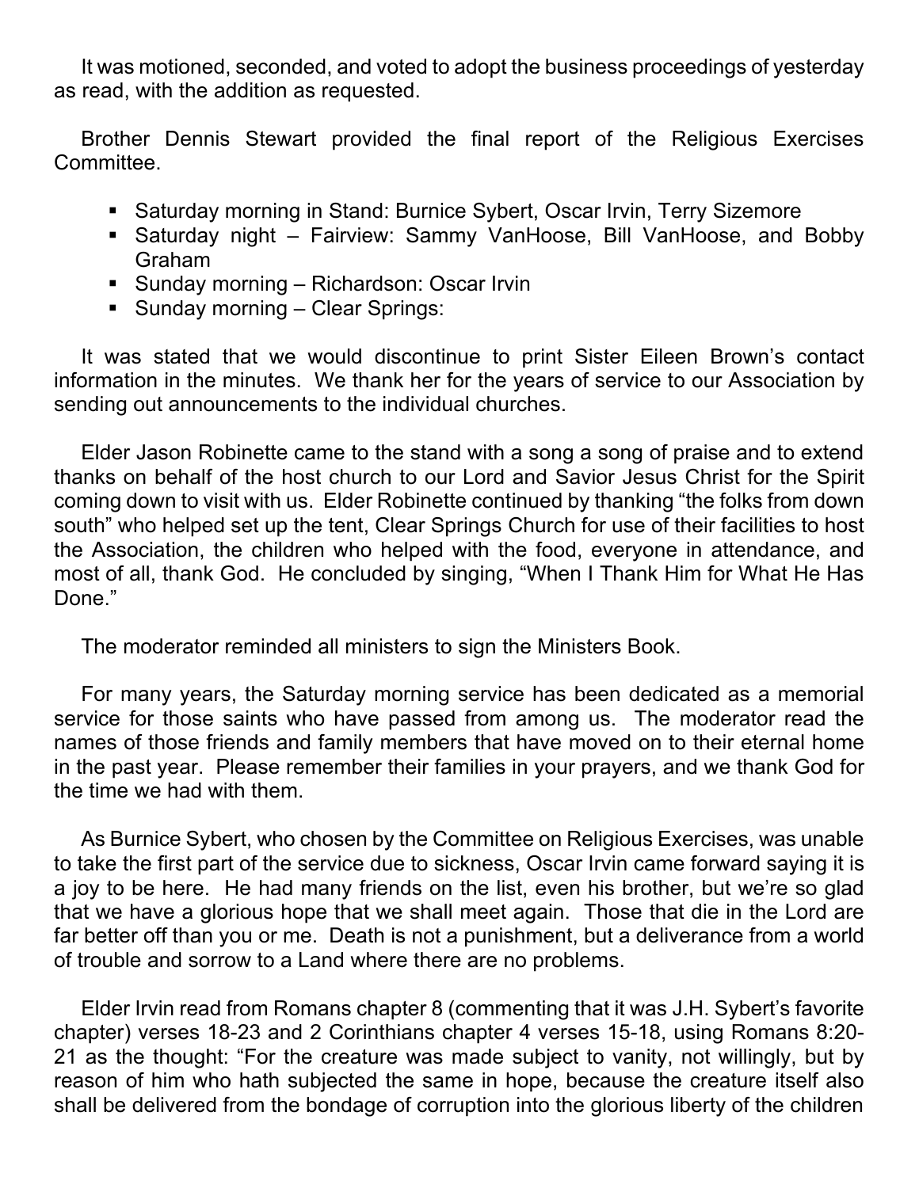It was motioned, seconded, and voted to adopt the business proceedings of yesterday as read, with the addition as requested.

Brother Dennis Stewart provided the final report of the Religious Exercises Committee.

- Saturday morning in Stand: Burnice Sybert, Oscar Irvin, Terry Sizemore
- Saturday night – Fairview: Sammy VanHoose, Bill VanHoose, and Bobby Graham
- Sunday morning – Richardson: Oscar Irvin
- Sunday morning – Clear Springs:

It was stated that we would discontinue to print Sister Eileen Brown's contact information in the minutes. We thank her for the years of service to our Association by sending out announcements to the individual churches.

Elder Jason Robinette came to the stand with a song a song of praise and to extend thanks on behalf of the host church to our Lord and Savior Jesus Christ for the Spirit coming down to visit with us. Elder Robinette continued by thanking "the folks from down south" who helped set up the tent, Clear Springs Church for use of their facilities to host the Association, the children who helped with the food, everyone in attendance, and most of all, thank God. He concluded by singing, "When I Thank Him for What He Has Done."

The moderator reminded all ministers to sign the Ministers Book.

For many years, the Saturday morning service has been dedicated as a memorial service for those saints who have passed from among us. The moderator read the names of those friends and family members that have moved on to their eternal home in the past year. Please remember their families in your prayers, and we thank God for the time we had with them.

As Burnice Sybert, who chosen by the Committee on Religious Exercises, was unable to take the first part of the service due to sickness, Oscar Irvin came forward saying it is a joy to be here. He had many friends on the list, even his brother, but we're so glad that we have a glorious hope that we shall meet again. Those that die in the Lord are far better off than you or me. Death is not a punishment, but a deliverance from a world of trouble and sorrow to a Land where there are no problems.

Elder Irvin read from Romans chapter 8 (commenting that it was J.H. Sybert's favorite chapter) verses 18-23 and 2 Corinthians chapter 4 verses 15-18, using Romans 8:20-21 as the thought: "For the creature was made subject to vanity, not willingly, but by reason of him who hath subjected the same in hope, because the creature itself also shall be delivered from the bondage of corruption into the glorious liberty of the children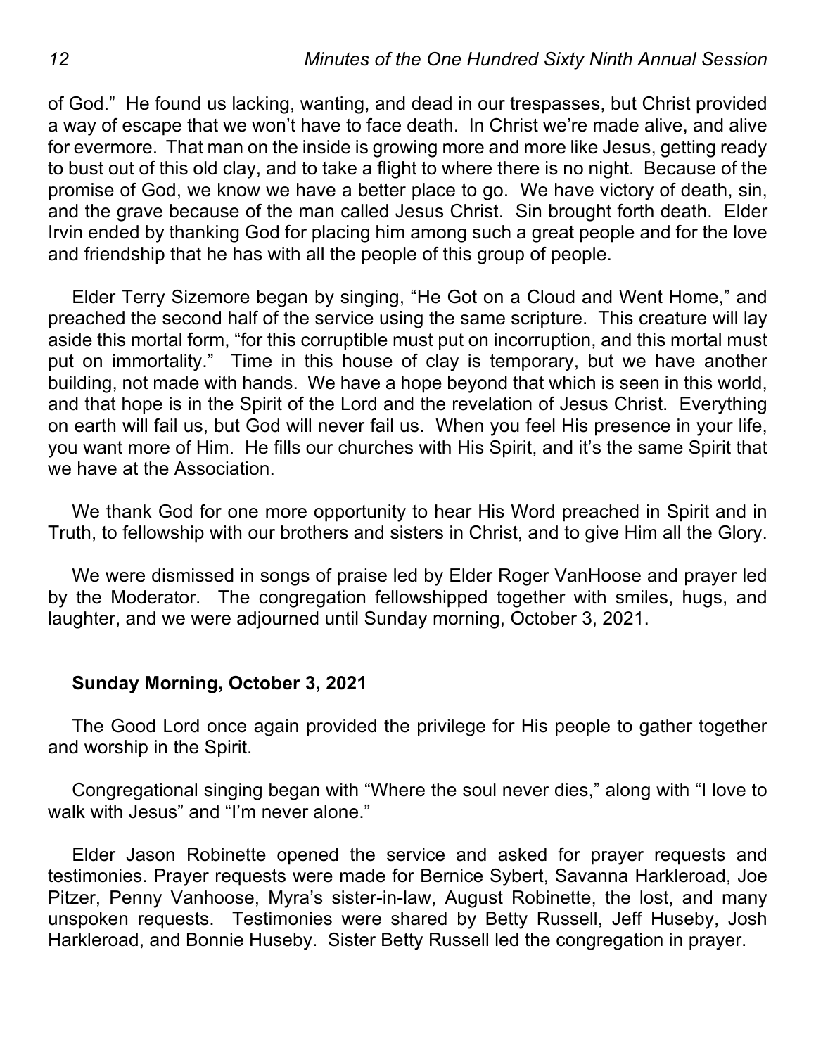of God." He found us lacking, wanting, and dead in our trespasses, but Christ provided a way of escape that we won't have to face death. In Christ we're made alive, and alive for evermore. That man on the inside is growing more and more like Jesus, getting ready to bust out of this old clay, and to take a flight to where there is no night. Because of the promise of God, we know we have a better place to go. We have victory of death, sin, and the grave because of the man called Jesus Christ. Sin brought forth death. Elder Irvin ended by thanking God for placing him among such a great people and for the love and friendship that he has with all the people of this group of people.

Elder Terry Sizemore began by singing, "He Got on a Cloud and Went Home," and preached the second half of the service using the same scripture. This creature will lay aside this mortal form, "for this corruptible must put on incorruption, and this mortal must put on immortality." Time in this house of clay is temporary, but we have another building, not made with hands. We have a hope beyond that which is seen in this world, and that hope is in the Spirit of the Lord and the revelation of Jesus Christ. Everything on earth will fail us, but God will never fail us. When you feel His presence in your life, you want more of Him. He fills our churches with His Spirit, and it's the same Spirit that we have at the Association.

We thank God for one more opportunity to hear His Word preached in Spirit and in Truth, to fellowship with our brothers and sisters in Christ, and to give Him all the Glory.

We were dismissed in songs of praise led by Elder Roger VanHoose and prayer led by the Moderator. The congregation fellowshipped together with smiles, hugs, and laughter, and we were adjourned until Sunday morning, October 3, 2021.

**Sunday Morning, October 3, 2021**

The Good Lord once again provided the privilege for His people to gather together and worship in the Spirit.

Congregational singing began with "Where the soul never dies," along with "I love to walk with Jesus" and "I'm never alone."

Elder Jason Robinette opened the service and asked for prayer requests and testimonies. Prayer requests were made for Bernice Sybert, Savanna Harkleroad, Joe Pitzer, Penny Vanhoose, Myra's sister-in-law, August Robinette, the lost, and many unspoken requests. Testimonies were shared by Betty Russell, Jeff Huseby, Josh Harkleroad, and Bonnie Huseby. Sister Betty Russell led the congregation in prayer.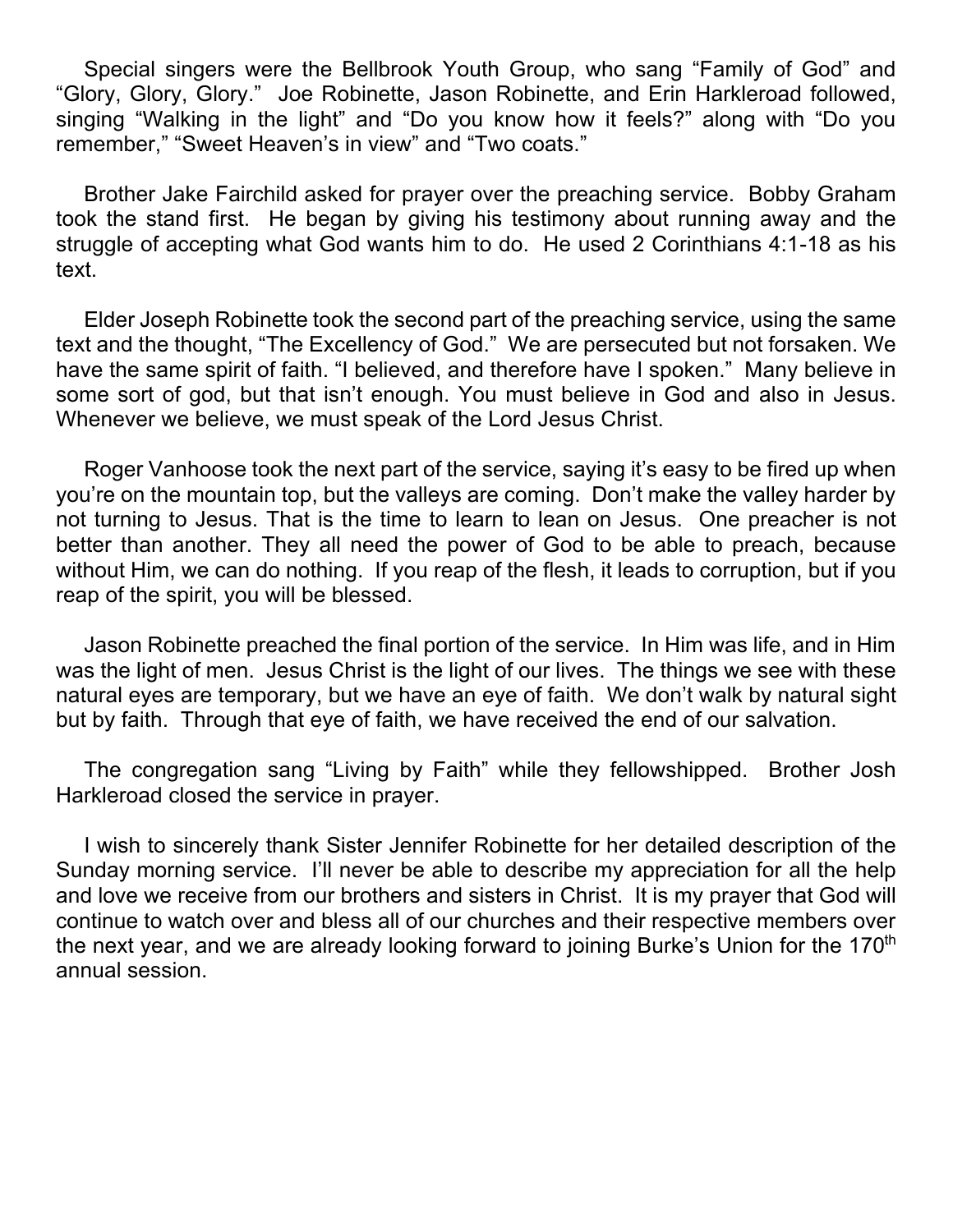Special singers were the Bellbrook Youth Group, who sang “Family of God” and “Glory, Glory, Glory.” Joe Robinette, Jason Robinette, and Erin Harkleroad followed, singing “Walking in the light” and “Do you know how it feels?” along with “Do you remember,” “Sweet Heaven’s in view” and “Two coats.”

Brother Jake Fairchild asked for prayer over the preaching service. Bobby Graham took the stand first. He began by giving his testimony about running away and the struggle of accepting what God wants him to do. He used 2 Corinthians 4:1-18 as his text.

Elder Joseph Robinette took the second part of the preaching service, using the same text and the thought, “The Excellency of God.” We are persecuted but not forsaken. We have the same spirit of faith. “I believed, and therefore have I spoken.” Many believe in some sort of god, but that isn’t enough. You must believe in God and also in Jesus. Whenever we believe, we must speak of the Lord Jesus Christ.

Roger Vanhoose took the next part of the service, saying it’s easy to be fired up when you’re on the mountain top, but the valleys are coming. Don’t make the valley harder by not turning to Jesus. That is the time to learn to lean on Jesus. One preacher is not better than another. They all need the power of God to be able to preach, because without Him, we can do nothing. If you reap of the flesh, it leads to corruption, but if you reap of the spirit, you will be blessed.

Jason Robinette preached the final portion of the service. In Him was life, and in Him was the light of men. Jesus Christ is the light of our lives. The things we see with these natural eyes are temporary, but we have an eye of faith. We don’t walk by natural sight but by faith. Through that eye of faith, we have received the end of our salvation.

The congregation sang “Living by Faith” while they fellowshipped. Brother Josh Harkleroad closed the service in prayer.

I wish to sincerely thank Sister Jennifer Robinette for her detailed description of the Sunday morning service. I’ll never be able to describe my appreciation for all the help and love we receive from our brothers and sisters in Christ. It is my prayer that God will continue to watch over and bless all of our churches and their respective members over the next year, and we are already looking forward to joining Burke’s Union for the 170th annual session.